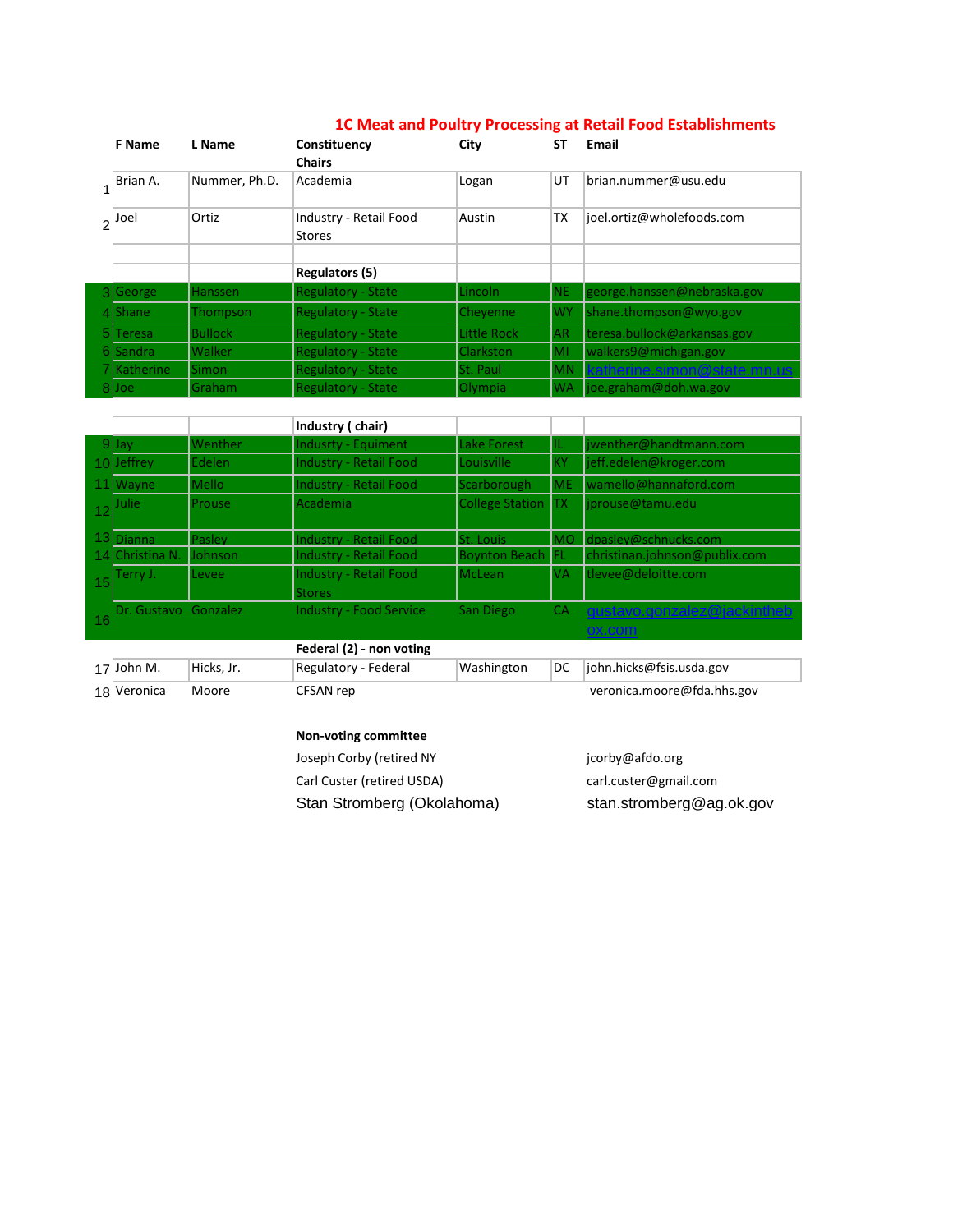# 1C Meat and Poultry Processing at Retail Food Establishments

| | F Name | L Name | Constituency | City | ST | Email |
|---|---|---|---|---|---|---|
| | | | **Chairs** | | | |
| 1 | Brian A. | Nummer, Ph.D. | Academia | Logan | UT | brian.nummer@usu.edu |
| 2 | Joel | Ortiz | Industry - Retail Food Stores | Austin | TX | joel.ortiz@wholefoods.com |
| | | | | | | |
| | | | **Regulators (5)** | | | |
| 3 | George | Hanssen | Regulatory - State | Lincoln | NE | george.hanssen@nebraska.gov |
| 4 | Shane | Thompson | Regulatory - State | Cheyenne | WY | shane.thompson@wyo.gov |
| 5 | Teresa | Bullock | Regulatory - State | Little Rock | AR | teresa.bullock@arkansas.gov |
| 6 | Sandra | Walker | Regulatory - State | Clarkston | MI | walkers9@michigan.gov |
| 7 | Katherine | Simon | Regulatory - State | St. Paul | MN | katherine.simon@state.mn.us |
| 8 | Joe | Graham | Regulatory - State | Olympia | WA | joe.graham@doh.wa.gov |
| | | | | | | |
| | | | **Industry ( chair)** | | | |
| 9 | Jay | Wenther | Indusrty - Equiment | Lake Forest | IL | jwenther@handtmann.com |
| 10 | Jeffrey | Edelen | Industry - Retail Food | Louisville | KY | jeff.edelen@kroger.com |
| 11 | Wayne | Mello | Industry - Retail Food | Scarborough | ME | wamello@hannaford.com |
| 12 | Julie | Prouse | Academia | College Station | TX | jprouse@tamu.edu |
| 13 | Dianna | Pasley | Industry - Retail Food | St. Louis | MO | dpasley@schnucks.com |
| 14 | Christina N. | Johnson | Industry - Retail Food | Boynton Beach | FL | christinan.johnson@publix.com |
| 15 | Terry J. | Levee | Industry - Retail Food Stores | McLean | VA | tlevee@deloitte.com |
| 16 | Dr. Gustavo | Gonzalez | Industry - Food Service | San Diego | CA | gustavo.gonzalez@jackinthebox.com |
| | | | **Federal (2) - non voting** | | | |
| 17 | John M. | Hicks, Jr. | Regulatory - Federal | Washington | DC | john.hicks@fsis.usda.gov |
| 18 | Veronica | Moore | CFSAN rep | | | veronica.moore@fda.hhs.gov |

**Non-voting committee**

| Name | Email |
|---|---|
| Joseph Corby (retired NY | jcorby@afdo.org |
| Carl Custer (retired USDA) | carl.custer@gmail.com |
| Stan Stromberg (Okolahoma) | stan.stromberg@ag.ok.gov |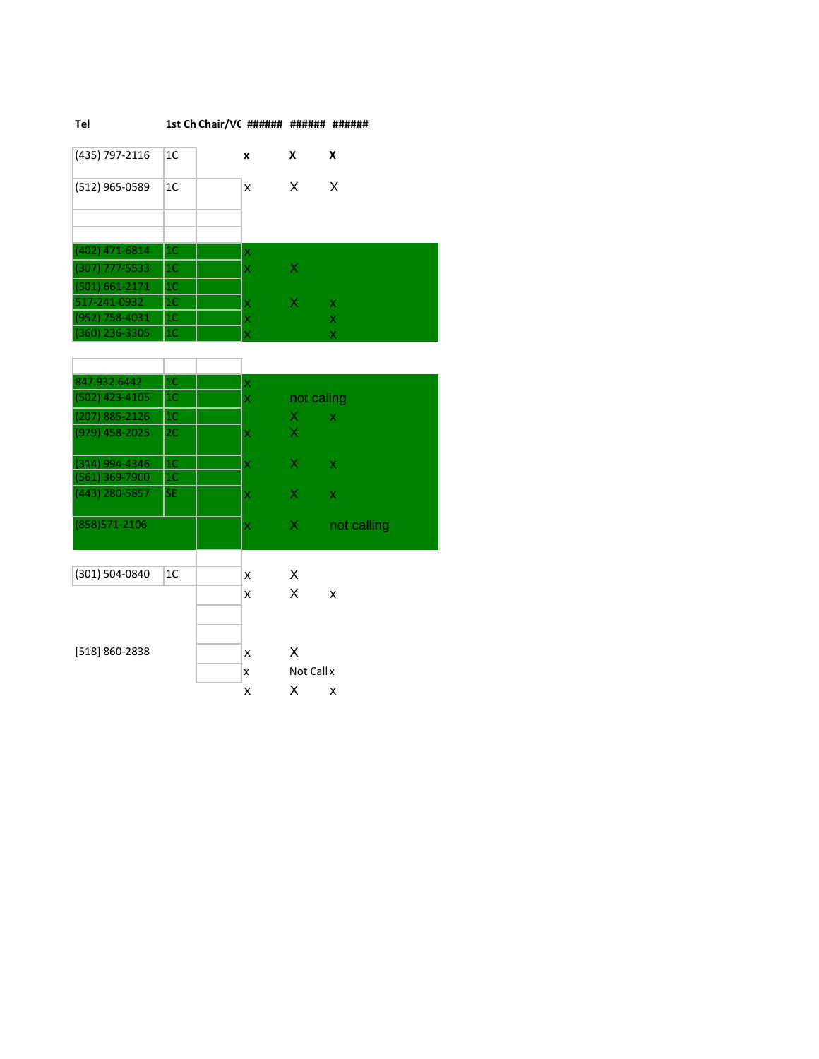| Tel | 1st Ch Chair/VC | | ###### | ###### | ###### |
|---|---|---|---|---|---|
| (435) 797-2116 | 1C | | x | X | X |
| (512) 965-0589 | 1C | | x | X | X |
| | | | | | |
| | | | | | |
| (402) 471-6814 | 1C | | x | | |
| (307) 777-5533 | 1C | | x | X | |
| (501) 661-2171 | 1C | | | | |
| 517-241-0932 | 1C | | x | X | x |
| (952) 758-4031 | 1C | | x | | x |
| (360) 236-3305 | 1C | | x | | x |
| | | | | | |
| 847.932.6442 | 1C | | x | | |
| (502) 423-4105 | 1C | | x | not caling | |
| (207) 885-2126 | 1C | | | X | x |
| (979) 458-2025 | 2C | | x | X | |
| (314) 994-4346 | 1C | | x | X | x |
| (561) 369-7900 | 1C | | | | |
| (443) 280-5857 | SE | | x | X | x |
| (858)571-2106 | | | x | X | not calling |
| | | | | | |
| (301) 504-0840 | 1C | | x | X | |
| | | | x | X | x |
| | | | | | |
| | | | | | |
| [518] 860-2838 | | | x | X | |
| | | | x | Not Call | x |
| | | | x | X | x |